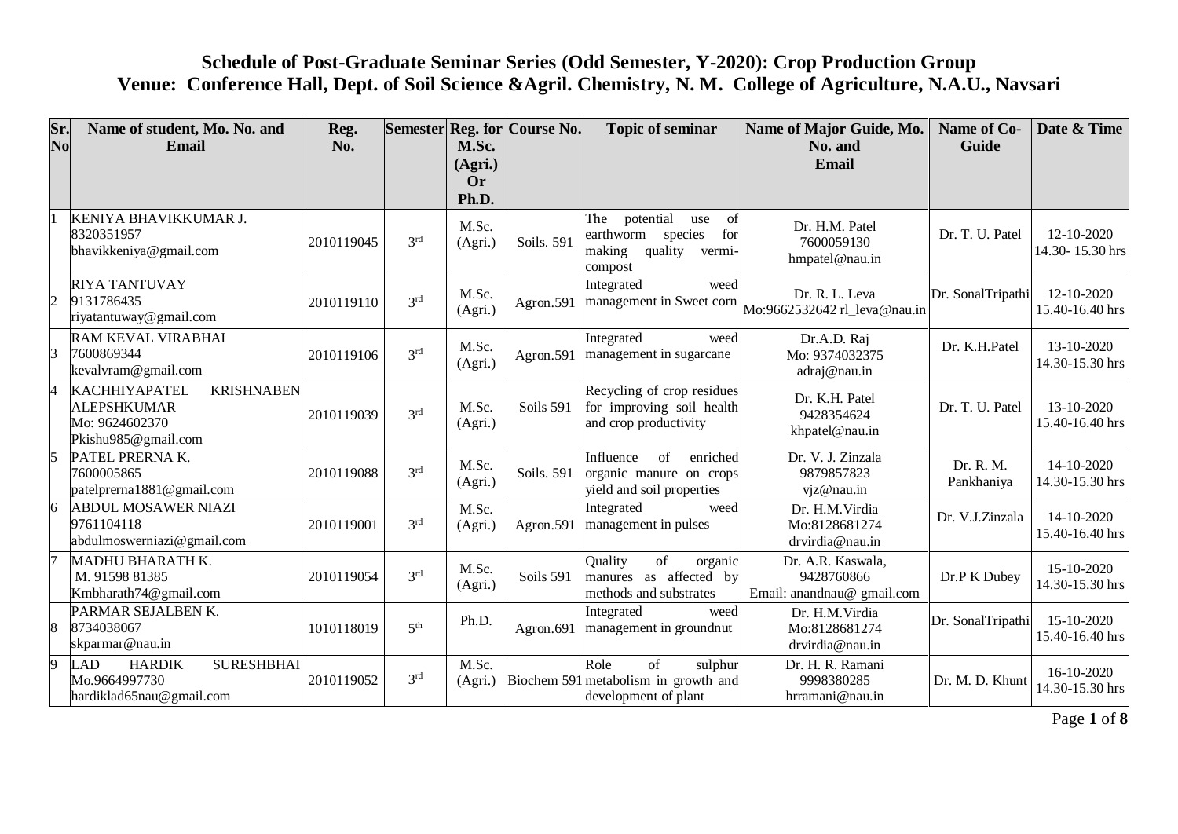# Schedule of Post-Graduate Seminar Series (Odd Semester, Y-2020): Crop Production Group
## Venue: Conference Hall, Dept. of Soil Science &Agril. Chemistry, N. M. College of Agriculture, N.A.U., Navsari

| Sr. No | Name of student, Mo. No. and Email | Reg. No. | Semester | Reg. for M.Sc. (Agri.) Or Ph.D. | Course No. | Topic of seminar | Name of Major Guide, Mo. No. and Email | Name of Co-Guide | Date & Time |
|---|---|---|---|---|---|---|---|---|---|
| 1 | KENIYA BHAVIKKUMAR J. 8320351957 bhavikkeniya@gmail.com | 2010119045 | 3rd | M.Sc. (Agri.) | Soils. 591 | The potential use of earthworm species for making quality vermi-compost | Dr. H.M. Patel 7600059130 hmpatel@nau.in | Dr. T. U. Patel | 12-10-2020 14.30- 15.30 hrs |
| 2 | RIYA TANTUVAY 9131786435 riyatantuway@gmail.com | 2010119110 | 3rd | M.Sc. (Agri.) | Agron.591 | Integrated weed management in Sweet corn | Dr. R. L. Leva Mo:9662532642 rl_leva@nau.in | Dr. SonalTripathi | 12-10-2020 15.40-16.40 hrs |
| 3 | RAM KEVAL VIRABHAI 7600869344 kevalvram@gmail.com | 2010119106 | 3rd | M.Sc. (Agri.) | Agron.591 | Integrated weed management in sugarcane | Dr.A.D. Raj Mo: 9374032375 adraj@nau.in | Dr. K.H.Patel | 13-10-2020 14.30-15.30 hrs |
| 4 | KACHHIYAPATEL KRISHNABEN ALEPSHKUMAR Mo: 9624602370 Pkishu985@gmail.com | 2010119039 | 3rd | M.Sc. (Agri.) | Soils 591 | Recycling of crop residues for improving soil health and crop productivity | Dr. K.H. Patel 9428354624 khpatel@nau.in | Dr. T. U. Patel | 13-10-2020 15.40-16.40 hrs |
| 5 | PATEL PRERNA K. 7600005865 patelprerna1881@gmail.com | 2010119088 | 3rd | M.Sc. (Agri.) | Soils. 591 | Influence of enriched organic manure on crops yield and soil properties | Dr. V. J. Zinzala 9879857823 vjz@nau.in | Dr. R. M. Pankhaniya | 14-10-2020 14.30-15.30 hrs |
| 6 | ABDUL MOSAWER NIAZI 9761104118 abdulmoswerniazi@gmail.com | 2010119001 | 3rd | M.Sc. (Agri.) | Agron.591 | Integrated weed management in pulses | Dr. H.M.Virdia Mo:8128681274 drvirdia@nau.in | Dr. V.J.Zinzala | 14-10-2020 15.40-16.40 hrs |
| 7 | MADHU BHARATH K. M. 91598 81385 Kmbharath74@gmail.com | 2010119054 | 3rd | M.Sc. (Agri.) | Soils 591 | Quality of organic manures as affected by methods and substrates | Dr. A.R. Kaswala, 9428760866 Email: anandnau@ gmail.com | Dr.P K Dubey | 15-10-2020 14.30-15.30 hrs |
| 8 | PARMAR SEJALBEN K. 8734038067 skparmar@nau.in | 1010118019 | 5th | Ph.D. | Agron.691 | Integrated weed management in groundnut | Dr. H.M.Virdia Mo:8128681274 drvirdia@nau.in | Dr. SonalTripathi | 15-10-2020 15.40-16.40 hrs |
| 9 | LAD HARDIK SURESHBHAI Mo.9664997730 hardiklad65nau@gmail.com | 2010119052 | 3rd | M.Sc. (Agri.) | Biochem 591 | Role of sulphur metabolism in growth and development of plant | Dr. H. R. Ramani 9998380285 hrramani@nau.in | Dr. M. D. Khunt | 16-10-2020 14.30-15.30 hrs |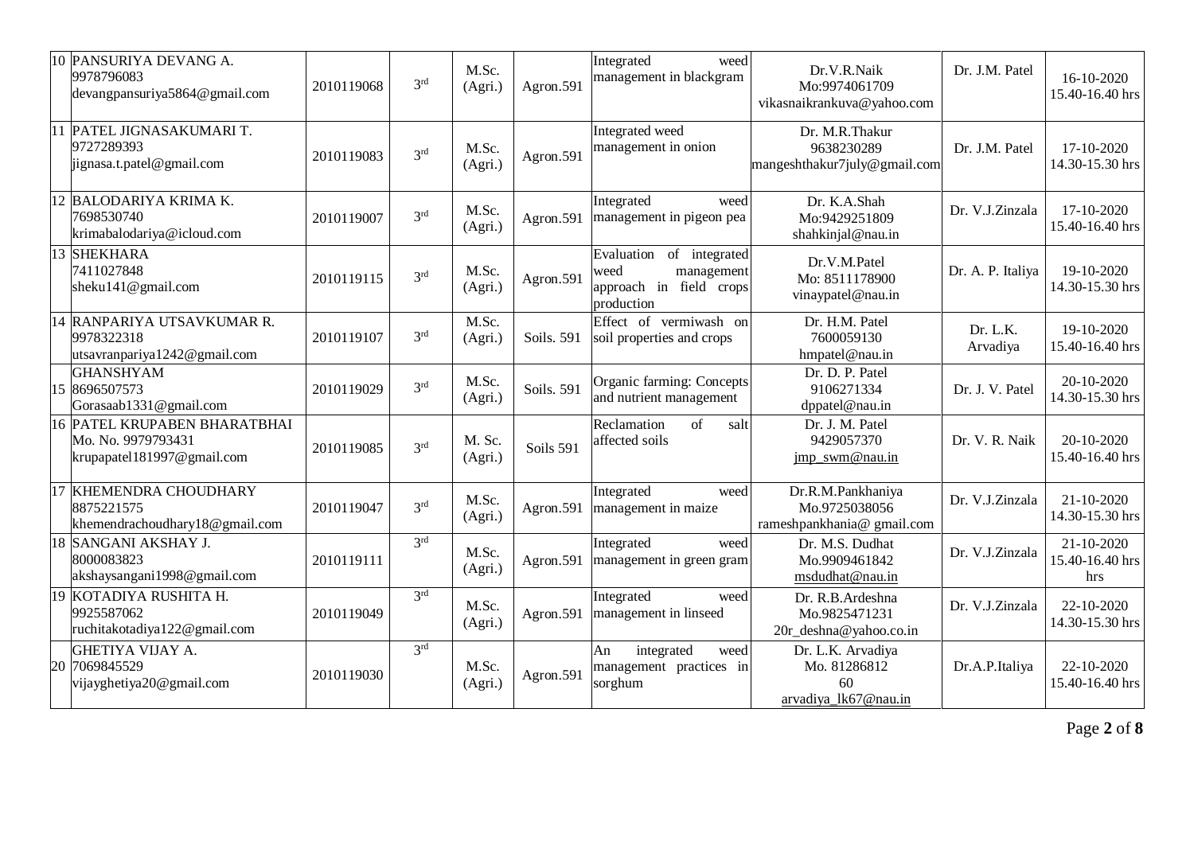| | | | | | | | | | |
|---|---|---|---|---|---|---|---|---|---|
| 10 | PANSURIYA DEVANG A. 9978796083 devangpansuriya5864@gmail.com | 2010119068 | 3rd | M.Sc. (Agri.) | Agron.591 | Integrated weed management in blackgram | Dr.V.R.Naik Mo:9974061709 vikasnaikrankuva@yahoo.com | Dr. J.M. Patel | 16-10-2020 15.40-16.40 hrs |
| 11 | PATEL JIGNASAKUMARI T. 9727289393 jignasa.t.patel@gmail.com | 2010119083 | 3rd | M.Sc. (Agri.) | Agron.591 | Integrated weed management in onion | Dr. M.R.Thakur 9638230289 mangeshthakur7july@gmail.com | Dr. J.M. Patel | 17-10-2020 14.30-15.30 hrs |
| 12 | BALODARIYA KRIMA K. 7698530740 krimabalodariya@icloud.com | 2010119007 | 3rd | M.Sc. (Agri.) | Agron.591 | Integrated weed management in pigeon pea | Dr. K.A.Shah Mo:9429251809 shahkinjal@nau.in | Dr. V.J.Zinzala | 17-10-2020 15.40-16.40 hrs |
| 13 | SHEKHARA 7411027848 sheku141@gmail.com | 2010119115 | 3rd | M.Sc. (Agri.) | Agron.591 | Evaluation of integrated weed management approach in field crops production | Dr.V.M.Patel Mo: 8511178900 vinaypatel@nau.in | Dr. A. P. Italiya | 19-10-2020 14.30-15.30 hrs |
| 14 | RANPARIYA UTSAVKUMAR R. 9978322318 utsavranpariya1242@gmail.com | 2010119107 | 3rd | M.Sc. (Agri.) | Soils. 591 | Effect of vermiwash on soil properties and crops | Dr. H.M. Patel 7600059130 hmpatel@nau.in | Dr. L.K. Arvadiya | 19-10-2020 15.40-16.40 hrs |
| 15 | GHANSHYAM 8696507573 Gorasaab1331@gmail.com | 2010119029 | 3rd | M.Sc. (Agri.) | Soils. 591 | Organic farming: Concepts and nutrient management | Dr. D. P. Patel 9106271334 dppatel@nau.in | Dr. J. V. Patel | 20-10-2020 14.30-15.30 hrs |
| 16 | PATEL KRUPABEN BHARATBHAI Mo. No. 9979793431 krupapatel181997@gmail.com | 2010119085 | 3rd | M. Sc. (Agri.) | Soils 591 | Reclamation of salt affected soils | Dr. J. M. Patel 9429057370 jmp_swm@nau.in | Dr. V. R. Naik | 20-10-2020 15.40-16.40 hrs |
| 17 | KHEMENDRA CHOUDHARY 8875221575 khemendrachoudhary18@gmail.com | 2010119047 | 3rd | M.Sc. (Agri.) | Agron.591 | Integrated weed management in maize | Dr.R.M.Pankhaniya Mo.9725038056 rameshpankhania@ gmail.com | Dr. V.J.Zinzala | 21-10-2020 14.30-15.30 hrs |
| 18 | SANGANI AKSHAY J. 8000083823 akshaysangani1998@gmail.com | 2010119111 | 3rd | M.Sc. (Agri.) | Agron.591 | Integrated weed management in green gram | Dr. M.S. Dudhat Mo.9909461842 msdudhat@nau.in | Dr. V.J.Zinzala | 21-10-2020 15.40-16.40 hrs |
| 19 | KOTADIYA RUSHITA H. 9925587062 ruchitakotadiya122@gmail.com | 2010119049 | 3rd | M.Sc. (Agri.) | Agron.591 | Integrated weed management in linseed | Dr. R.B.Ardeshna Mo.9825471231 20r_deshna@yahoo.co.in | Dr. V.J.Zinzala | 22-10-2020 14.30-15.30 hrs |
| 20 | GHETIYA VIJAY A. 7069845529 vijayghetiya20@gmail.com | 2010119030 | 3rd | M.Sc. (Agri.) | Agron.591 | An integrated weed management practices in sorghum | Dr. L.K. Arvadiya Mo. 81286812 60 arvadiya_lk67@nau.in | Dr.A.P.Italiya | 22-10-2020 15.40-16.40 hrs |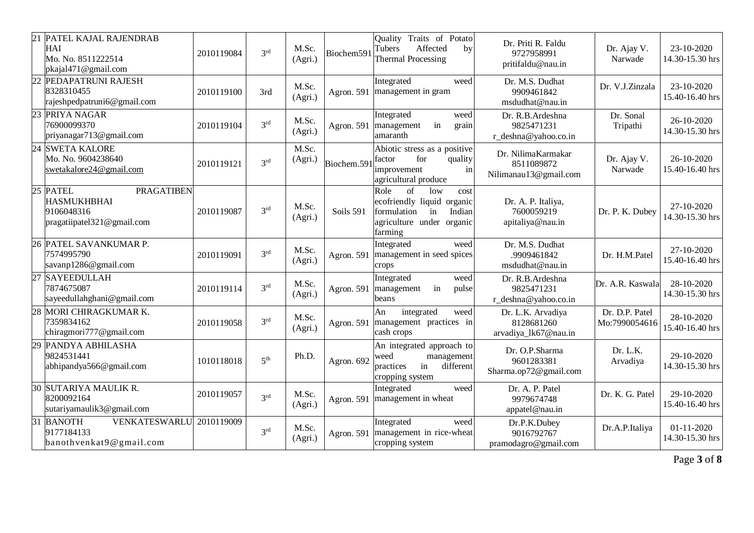| | | | | | | | | | |
|---|---|---|---|---|---|---|---|---|---|
| 21 | PATEL KAJAL RAJENDRAB HAI Mo. No. 8511222514 pkajal471@gmail.com | 2010119084 | 3rd | M.Sc. (Agri.) | Biochem591 | Quality Traits of Potato Tubers Affected by Thermal Processing | Dr. Priti R. Faldu 9727958991 pritifaldu@nau.in | Dr. Ajay V. Narwade | 23-10-2020 14.30-15.30 hrs |
| 22 | PEDAPATRUNI RAJESH 8328310455 rajeshpedpatruni6@gmail.com | 2010119100 | 3rd | M.Sc. (Agri.) | Agron. 591 | Integrated weed management in gram | Dr. M.S. Dudhat 9909461842 msdudhat@nau.in | Dr. V.J.Zinzala | 23-10-2020 15.40-16.40 hrs |
| 23 | PRIYA NAGAR 76900099370 priyanagar713@gmail.com | 2010119104 | 3rd | M.Sc. (Agri.) | Agron. 591 | Integrated weed management in grain amaranth | Dr. R.B.Ardeshna 9825471231 r_deshna@yahoo.co.in | Dr. Sonal Tripathi | 26-10-2020 14.30-15.30 hrs |
| 24 | SWETA KALORE Mo. No. 9604238640 swetakalore24@gmail.com | 2010119121 | 3rd | M.Sc. (Agri.) | Biochem.591 | Abiotic stress as a positive factor for quality improvement in agricultural produce | Dr. NilimaKarmakar 8511089872 Nilimanau13@gmail.com | Dr. Ajay V. Narwade | 26-10-2020 15.40-16.40 hrs |
| 25 | PATEL PRAGATIBEN HASMUKHBHAI 9106048316 pragatiipatel321@gmail.com | 2010119087 | 3rd | M.Sc. (Agri.) | Soils 591 | Role of low cost ecofriendly liquid organic formulation in Indian agriculture under organic farming | Dr. A. P. Italiya, 7600059219 apitaliya@nau.in | Dr. P. K. Dubey | 27-10-2020 14.30-15.30 hrs |
| 26 | PATEL SAVANKUMAR P. 7574995790 savanp1286@gmail.com | 2010119091 | 3rd | M.Sc. (Agri.) | Agron. 591 | Integrated weed management in seed spices crops | Dr. M.S. Dudhat .9909461842 msdudhat@nau.in | Dr. H.M.Patel | 27-10-2020 15.40-16.40 hrs |
| 27 | SAYEEDULLAH 7874675087 sayeedullahghani@gmail.com | 2010119114 | 3rd | M.Sc. (Agri.) | Agron. 591 | Integrated weed management in pulse beans | Dr. R.B.Ardeshna 9825471231 r_deshna@yahoo.co.in | Dr. A.R. Kaswala | 28-10-2020 14.30-15.30 hrs |
| 28 | MORI CHIRAGKUMAR K. 7359834162 chiragmori777@gmail.com | 2010119058 | 3rd | M.Sc. (Agri.) | Agron. 591 | An integrated weed management practices in cash crops | Dr. L.K. Arvadiya 8128681260 arvadiya_lk67@nau.in | Dr. D.P. Patel Mo:7990054616 | 28-10-2020 15.40-16.40 hrs |
| 29 | PANDYA ABHILASHA 9824531441 abhipandya566@gmail.com | 1010118018 | 5th | Ph.D. | Agron. 692 | An integrated approach to weed management practices in different cropping system | Dr. O.P.Sharma 9601283381 Sharma.op72@gmail.com | Dr. L.K. Arvadiya | 29-10-2020 14.30-15.30 hrs |
| 30 | SUTARIYA MAULIK R. 8200092164 sutariyamaulik3@gmail.com | 2010119057 | 3rd | M.Sc. (Agri.) | Agron. 591 | Integrated weed management in wheat | Dr. A. P. Patel 9979674748 appatel@nau.in | Dr. K. G. Patel | 29-10-2020 15.40-16.40 hrs |
| 31 | BANOTH VENKATESWARLU 9177184133 banothvenkat9@gmail.com | 2010119009 | 3rd | M.Sc. (Agri.) | Agron. 591 | Integrated weed management in rice-wheat cropping system | Dr.P.K.Dubey 9016792767 pramodagro@gmail.com | Dr.A.P.Italiya | 01-11-2020 14.30-15.30 hrs |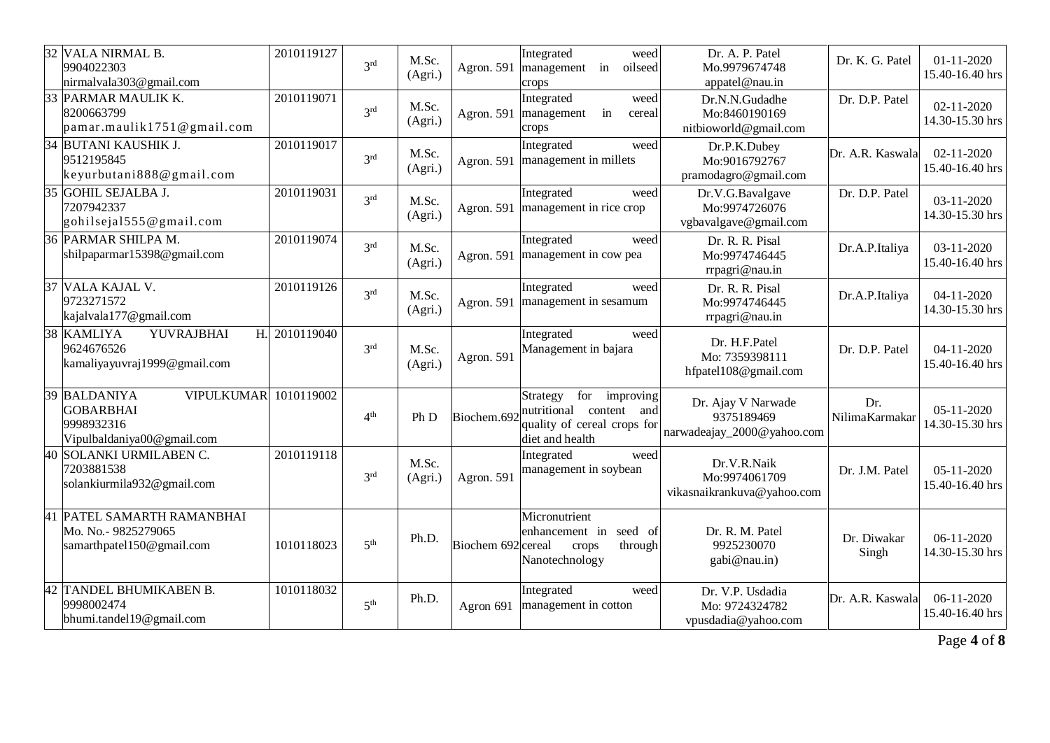| | | | | | | | | | |
|---|---|---|---|---|---|---|---|---|---|
| 32 | VALA NIRMAL B.<br>9904022303<br>nirmalvala303@gmail.com | 2010119127 | 3rd | M.Sc. (Agri.) | Agron. 591 | Integrated weed management in oilseed crops | Dr. A. P. Patel<br>Mo.9979674748<br>appatel@nau.in | Dr. K. G. Patel | 01-11-2020<br>15.40-16.40 hrs |
| 33 | PARMAR MAULIK K.<br>8200663799<br>pamar.maulik1751@gmail.com | 2010119071 | 3rd | M.Sc. (Agri.) | Agron. 591 | Integrated weed management in cereal crops | Dr.N.N.Gudadhe<br>Mo:8460190169<br>nitbioworld@gmail.com | Dr. D.P. Patel | 02-11-2020<br>14.30-15.30 hrs |
| 34 | BUTANI KAUSHIK J.<br>9512195845<br>keyurbutani888@gmail.com | 2010119017 | 3rd | M.Sc. (Agri.) | Agron. 591 | Integrated weed management in millets | Dr.P.K.Dubey<br>Mo:9016792767<br>pramodagro@gmail.com | Dr. A.R. Kaswala | 02-11-2020<br>15.40-16.40 hrs |
| 35 | GOHIL SEJALBA J.<br>7207942337<br>gohilsejal555@gmail.com | 2010119031 | 3rd | M.Sc. (Agri.) | Agron. 591 | Integrated weed management in rice crop | Dr.V.G.Bavalgave<br>Mo:9974726076<br>vgbavalgave@gmail.com | Dr. D.P. Patel | 03-11-2020<br>14.30-15.30 hrs |
| 36 | PARMAR SHILPA M.<br>shilpaparmar15398@gmail.com | 2010119074 | 3rd | M.Sc. (Agri.) | Agron. 591 | Integrated weed management in cow pea | Dr. R. R. Pisal<br>Mo:9974746445<br>rrpagri@nau.in | Dr.A.P.Italiya | 03-11-2020<br>15.40-16.40 hrs |
| 37 | VALA KAJAL V.<br>9723271572<br>kajalvala177@gmail.com | 2010119126 | 3rd | M.Sc. (Agri.) | Agron. 591 | Integrated weed management in sesamum | Dr. R. R. Pisal<br>Mo:9974746445<br>rrpagri@nau.in | Dr.A.P.Italiya | 04-11-2020<br>14.30-15.30 hrs |
| 38 | KAMLIYA YUVRAJBHAI H.<br>9624676526<br>kamaliyayuvraj1999@gmail.com | 2010119040 | 3rd | M.Sc. (Agri.) | Agron. 591 | Integrated weed Management in bajara | Dr. H.F.Patel<br>Mo: 7359398111<br>hfpatel108@gmail.com | Dr. D.P. Patel | 04-11-2020<br>15.40-16.40 hrs |
| 39 | BALDANIYA VIPULKUMAR GOBARBHAI<br>9998932316<br>Vipulbaldaniya00@gmail.com | 1010119002 | 4th | Ph D | Biochem.692 | Strategy for improving nutritional content and quality of cereal crops for diet and health | Dr. Ajay V Narwade<br>9375189469<br>narwadeajay_2000@yahoo.com | Dr. NilimaKarmakar | 05-11-2020<br>14.30-15.30 hrs |
| 40 | SOLANKI URMILABEN C.<br>7203881538<br>solankiurmila932@gmail.com | 2010119118 | 3rd | M.Sc. (Agri.) | Agron. 591 | Integrated weed management in soybean | Dr.V.R.Naik<br>Mo:9974061709<br>vikasnaikrankuva@yahoo.com | Dr. J.M. Patel | 05-11-2020<br>15.40-16.40 hrs |
| 41 | PATEL SAMARTH RAMANBHAI<br>Mo. No.- 9825279065<br>samarthpatel150@gmail.com | 1010118023 | 5th | Ph.D. | Biochem 692 | Micronutrient enhancement in seed of cereal crops through Nanotechnology | Dr. R. M. Patel<br>9925230070<br>gabi@nau.in) | Dr. Diwakar Singh | 06-11-2020<br>14.30-15.30 hrs |
| 42 | TANDEL BHUMIKABEN B.<br>9998002474<br>bhumi.tandel19@gmail.com | 1010118032 | 5th | Ph.D. | Agron 691 | Integrated weed management in cotton | Dr. V.P. Usdadia<br>Mo: 9724324782<br>vpusdadia@yahoo.com | Dr. A.R. Kaswala | 06-11-2020<br>15.40-16.40 hrs |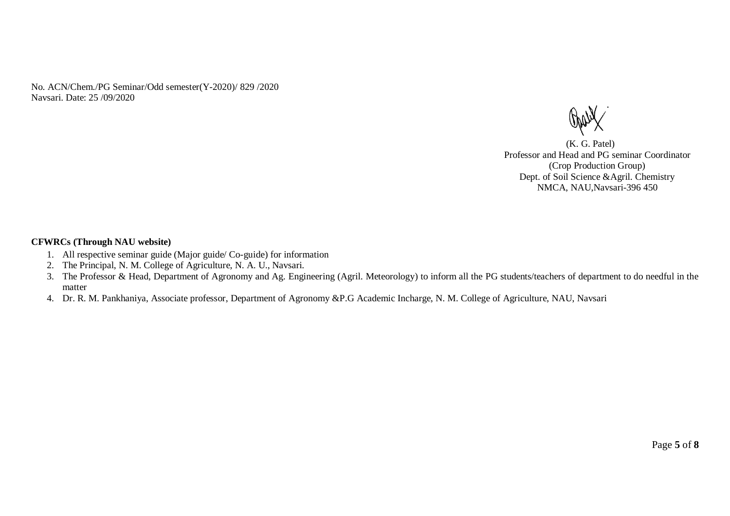No. ACN/Chem./PG Seminar/Odd semester(Y-2020)/ 829 /2020
Navsari. Date: 25 /09/2020

(K. G. Patel)
Professor and Head and PG seminar Coordinator
(Crop Production Group)
Dept. of Soil Science &Agril. Chemistry
NMCA, NAU,Navsari-396 450

**CFWRCs (Through NAU website)**

1. All respective seminar guide (Major guide/ Co-guide) for information
2. The Principal, N. M. College of Agriculture, N. A. U., Navsari.
3. The Professor & Head, Department of Agronomy and Ag. Engineering (Agril. Meteorology) to inform all the PG students/teachers of department to do needful in the matter
4. Dr. R. M. Pankhaniya, Associate professor, Department of Agronomy &P.G Academic Incharge, N. M. College of Agriculture, NAU, Navsari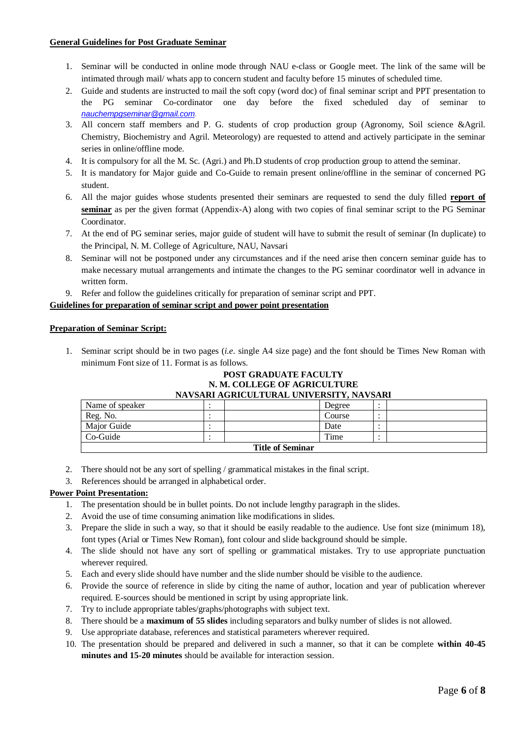**General Guidelines for Post Graduate Seminar**

1. Seminar will be conducted in online mode through NAU e-class or Google meet. The link of the same will be intimated through mail/ whats app to concern student and faculty before 15 minutes of scheduled time.
2. Guide and students are instructed to mail the soft copy (word doc) of final seminar script and PPT presentation to the PG seminar Co-coordinator one day before the fixed scheduled day of seminar to *nauchempgseminar@gmail.com*.
3. All concern staff members and P. G. students of crop production group (Agronomy, Soil science &Agril. Chemistry, Biochemistry and Agril. Meteorology) are requested to attend and actively participate in the seminar series in online/offline mode.
4. It is compulsory for all the M. Sc. (Agri.) and Ph.D students of crop production group to attend the seminar.
5. It is mandatory for Major guide and Co-Guide to remain present online/offline in the seminar of concerned PG student.
6. All the major guides whose students presented their seminars are requested to send the duly filled **report of seminar** as per the given format (Appendix-A) along with two copies of final seminar script to the PG Seminar Coordinator.
7. At the end of PG seminar series, major guide of student will have to submit the result of seminar (In duplicate) to the Principal, N. M. College of Agriculture, NAU, Navsari
8. Seminar will not be postponed under any circumstances and if the need arise then concern seminar guide has to make necessary mutual arrangements and intimate the changes to the PG seminar coordinator well in advance in written form.
9. Refer and follow the guidelines critically for preparation of seminar script and PPT.

**Guidelines for preparation of seminar script and power point presentation**

**Preparation of Seminar Script:**

1. Seminar script should be in two pages (*i.e.* single A4 size page) and the font should be Times New Roman with minimum Font size of 11. Format is as follows.

**POST GRADUATE FACULTY**
**N. M. COLLEGE OF AGRICULTURE**
**NAVSARI AGRICULTURAL UNIVERSITY, NAVSARI**

| | | | | | |
|---|---|---|---|---|---|
| Name of speaker | : | | Degree | : | |
| Reg. No. | : | | Course | : | |
| Major Guide | : | | Date | : | |
| Co-Guide | : | | Time | : | |
| **Title of Seminar** | | | | | |

2. There should not be any sort of spelling / grammatical mistakes in the final script.
3. References should be arranged in alphabetical order.

**Power Point Presentation:**

1. The presentation should be in bullet points. Do not include lengthy paragraph in the slides.
2. Avoid the use of time consuming animation like modifications in slides.
3. Prepare the slide in such a way, so that it should be easily readable to the audience. Use font size (minimum 18), font types (Arial or Times New Roman), font colour and slide background should be simple.
4. The slide should not have any sort of spelling or grammatical mistakes. Try to use appropriate punctuation wherever required.
5. Each and every slide should have number and the slide number should be visible to the audience.
6. Provide the source of reference in slide by citing the name of author, location and year of publication wherever required. E-sources should be mentioned in script by using appropriate link.
7. Try to include appropriate tables/graphs/photographs with subject text.
8. There should be a **maximum of 55 slides** including separators and bulky number of slides is not allowed.
9. Use appropriate database, references and statistical parameters wherever required.
10. The presentation should be prepared and delivered in such a manner, so that it can be complete **within 40-45 minutes and 15-20 minutes** should be available for interaction session.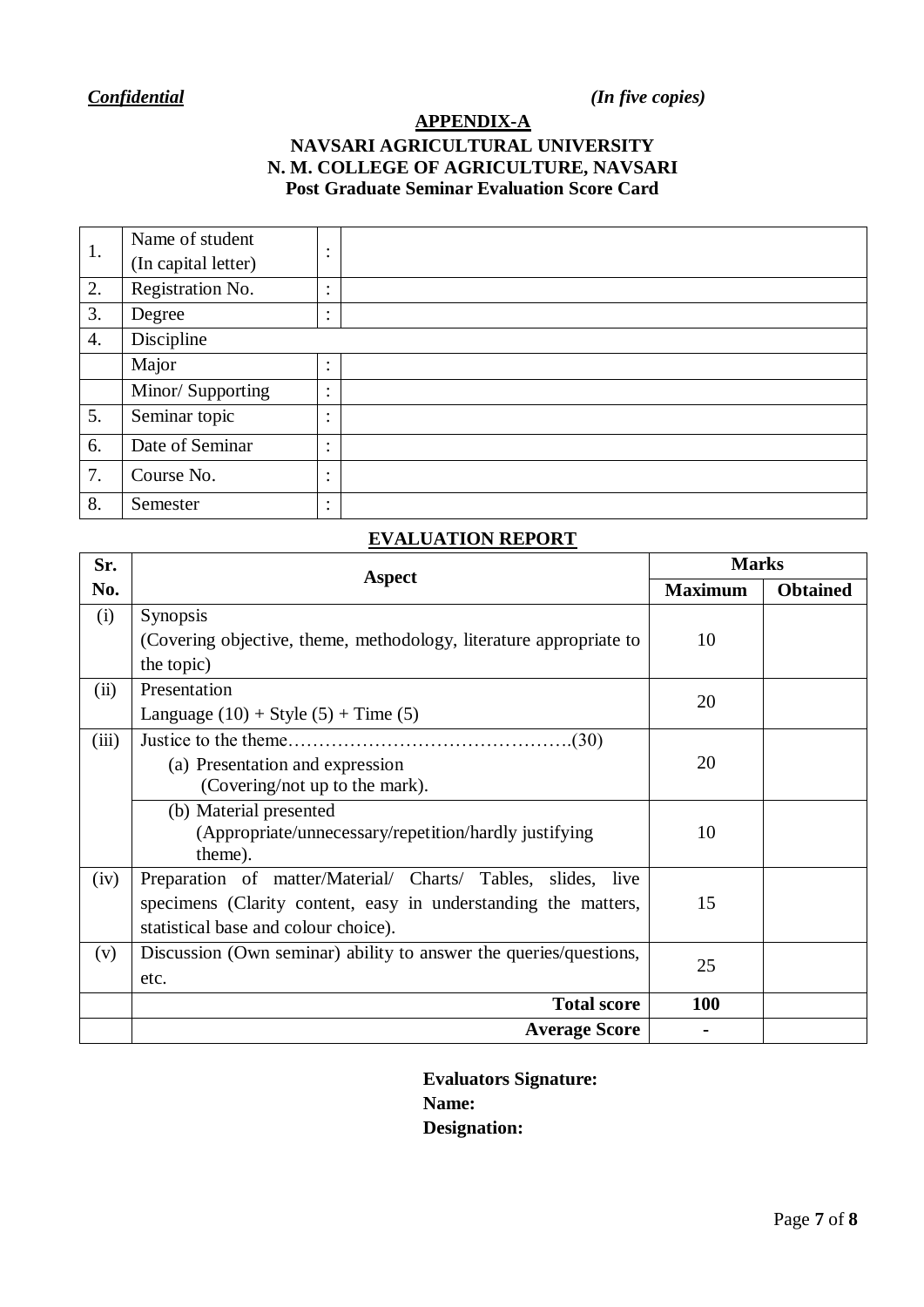***Confidential*** ***(In five copies)***

## APPENDIX-A

### NAVSARI AGRICULTURAL UNIVERSITY
### N. M. COLLEGE OF AGRICULTURE, NAVSARI
### Post Graduate Seminar Evaluation Score Card

| | | | |
|---|---|---|---|
| 1. | Name of student (In capital letter) | : | |
| 2. | Registration No. | : | |
| 3. | Degree | : | |
| 4. | Discipline | | |
| | Major | : | |
| | Minor/ Supporting | : | |
| 5. | Seminar topic | : | |
| 6. | Date of Seminar | : | |
| 7. | Course No. | : | |
| 8. | Semester | : | |

## EVALUATION REPORT

| Sr. No. | Aspect | Marks | |
|---|---|---|---|
| | | **Maximum** | **Obtained** |
| (i) | Synopsis (Covering objective, theme, methodology, literature appropriate to the topic) | 10 | |
| (ii) | Presentation Language (10) + Style (5) + Time (5) | 20 | |
| (iii) | Justice to the theme……………………………………….(30) (a) Presentation and expression (Covering/not up to the mark). | 20 | |
| | (b) Material presented (Appropriate/unnecessary/repetition/hardly justifying theme). | 10 | |
| (iv) | Preparation of matter/Material/ Charts/ Tables, slides, live specimens (Clarity content, easy in understanding the matters, statistical base and colour choice). | 15 | |
| (v) | Discussion (Own seminar) ability to answer the queries/questions, etc. | 25 | |
| | **Total score** | **100** | |
| | **Average Score** | - | |

**Evaluators Signature:**
**Name:**
**Designation:**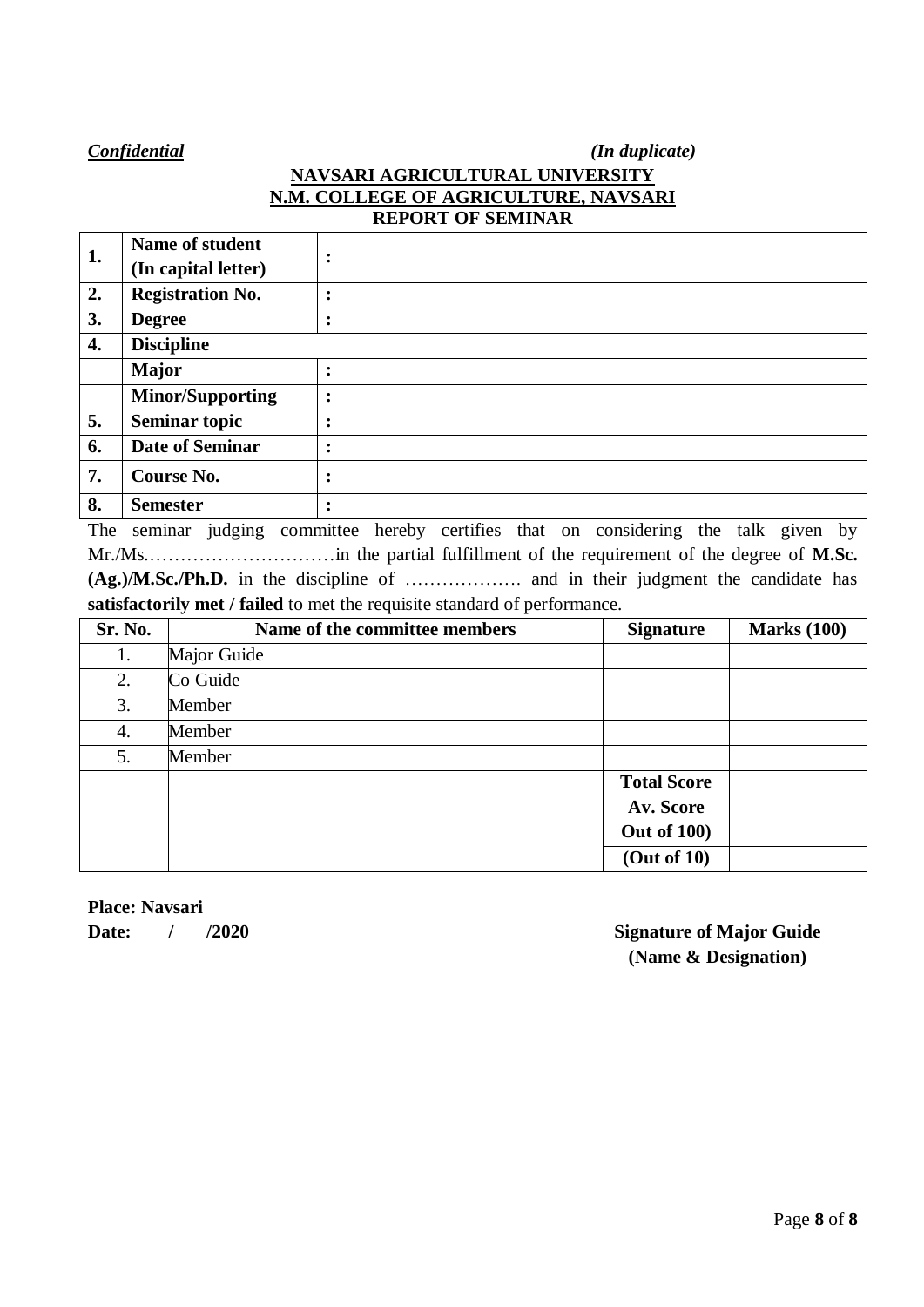*Confidential* *(In duplicate)*

**NAVSARI AGRICULTURAL UNIVERSITY**

**N.M. COLLEGE OF AGRICULTURE, NAVSARI**

**REPORT OF SEMINAR**

| | | | |
|---|---|---|---|
| **1.** | **Name of student (In capital letter)** | **:** | |
| **2.** | **Registration No.** | **:** | |
| **3.** | **Degree** | **:** | |
| **4.** | **Discipline** | | |
| | **Major** | **:** | |
| | **Minor/Supporting** | **:** | |
| **5.** | **Seminar topic** | **:** | |
| **6.** | **Date of Seminar** | **:** | |
| **7.** | **Course No.** | **:** | |
| **8.** | **Semester** | **:** | |

The seminar judging committee hereby certifies that on considering the talk given by Mr./Ms.…………………………in the partial fulfillment of the requirement of the degree of **M.Sc. (Ag.)/M.Sc./Ph.D.** in the discipline of ………………. and in their judgment the candidate has **satisfactorily met / failed** to met the requisite standard of performance.

| Sr. No. | Name of the committee members | Signature | Marks (100) |
|---|---|---|---|
| 1. | Major Guide | | |
| 2. | Co Guide | | |
| 3. | Member | | |
| 4. | Member | | |
| 5. | Member | | |
| | | **Total Score** | |
| | | **Av. Score Out of 100)** | |
| | | **(Out of 10)** | |

**Place: Navsari**

**Date: / /2020**

**Signature of Major Guide**
**(Name & Designation)**